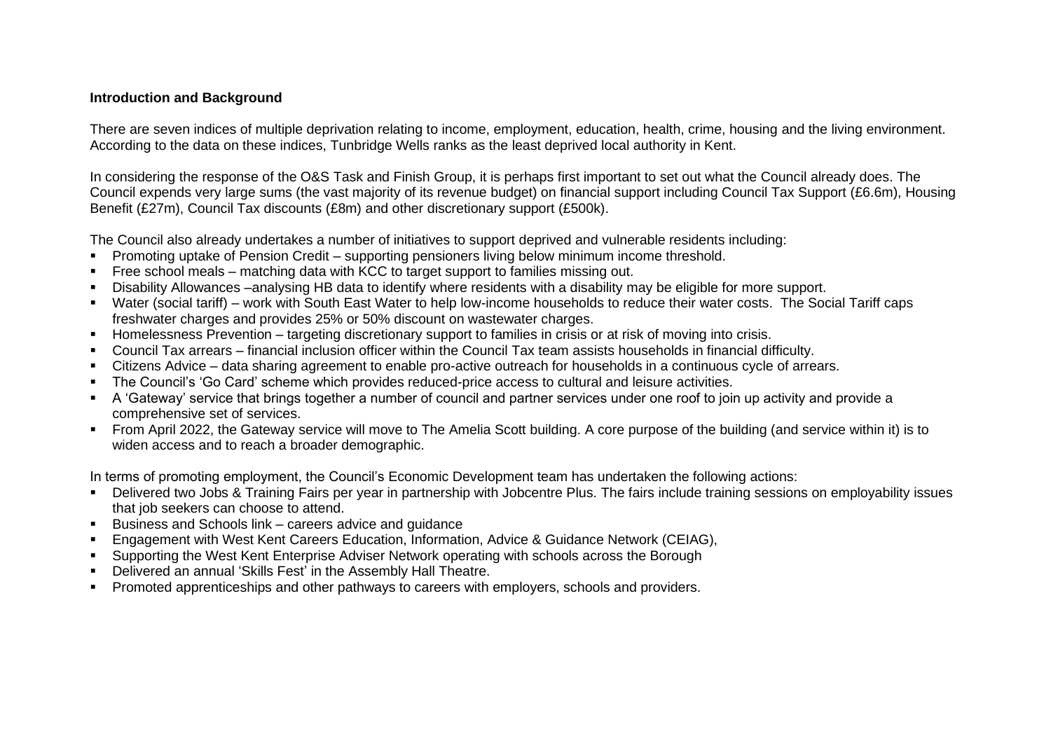**Introduction and Background**

There are seven indices of multiple deprivation relating to income, employment, education, health, crime, housing and the living environment. According to the data on these indices, Tunbridge Wells ranks as the least deprived local authority in Kent.

In considering the response of the O&S Task and Finish Group, it is perhaps first important to set out what the Council already does. The Council expends very large sums (the vast majority of its revenue budget) on financial support including Council Tax Support (£6.6m), Housing Benefit (£27m), Council Tax discounts (£8m) and other discretionary support (£500k).

The Council also already undertakes a number of initiatives to support deprived and vulnerable residents including:

- Promoting uptake of Pension Credit – supporting pensioners living below minimum income threshold.
- Free school meals – matching data with KCC to target support to families missing out.
- Disability Allowances –analysing HB data to identify where residents with a disability may be eligible for more support.
- Water (social tariff) – work with South East Water to help low-income households to reduce their water costs. The Social Tariff caps freshwater charges and provides 25% or 50% discount on wastewater charges.
- Homelessness Prevention – targeting discretionary support to families in crisis or at risk of moving into crisis.
- Council Tax arrears – financial inclusion officer within the Council Tax team assists households in financial difficulty.
- Citizens Advice – data sharing agreement to enable pro-active outreach for households in a continuous cycle of arrears.
- The Council's 'Go Card' scheme which provides reduced-price access to cultural and leisure activities.
- A 'Gateway' service that brings together a number of council and partner services under one roof to join up activity and provide a comprehensive set of services.
- From April 2022, the Gateway service will move to The Amelia Scott building. A core purpose of the building (and service within it) is to widen access and to reach a broader demographic.

In terms of promoting employment, the Council's Economic Development team has undertaken the following actions:

- Delivered two Jobs & Training Fairs per year in partnership with Jobcentre Plus. The fairs include training sessions on employability issues that job seekers can choose to attend.
- Business and Schools link – careers advice and guidance
- Engagement with West Kent Careers Education, Information, Advice & Guidance Network (CEIAG),
- Supporting the West Kent Enterprise Adviser Network operating with schools across the Borough
- Delivered an annual 'Skills Fest' in the Assembly Hall Theatre.
- Promoted apprenticeships and other pathways to careers with employers, schools and providers.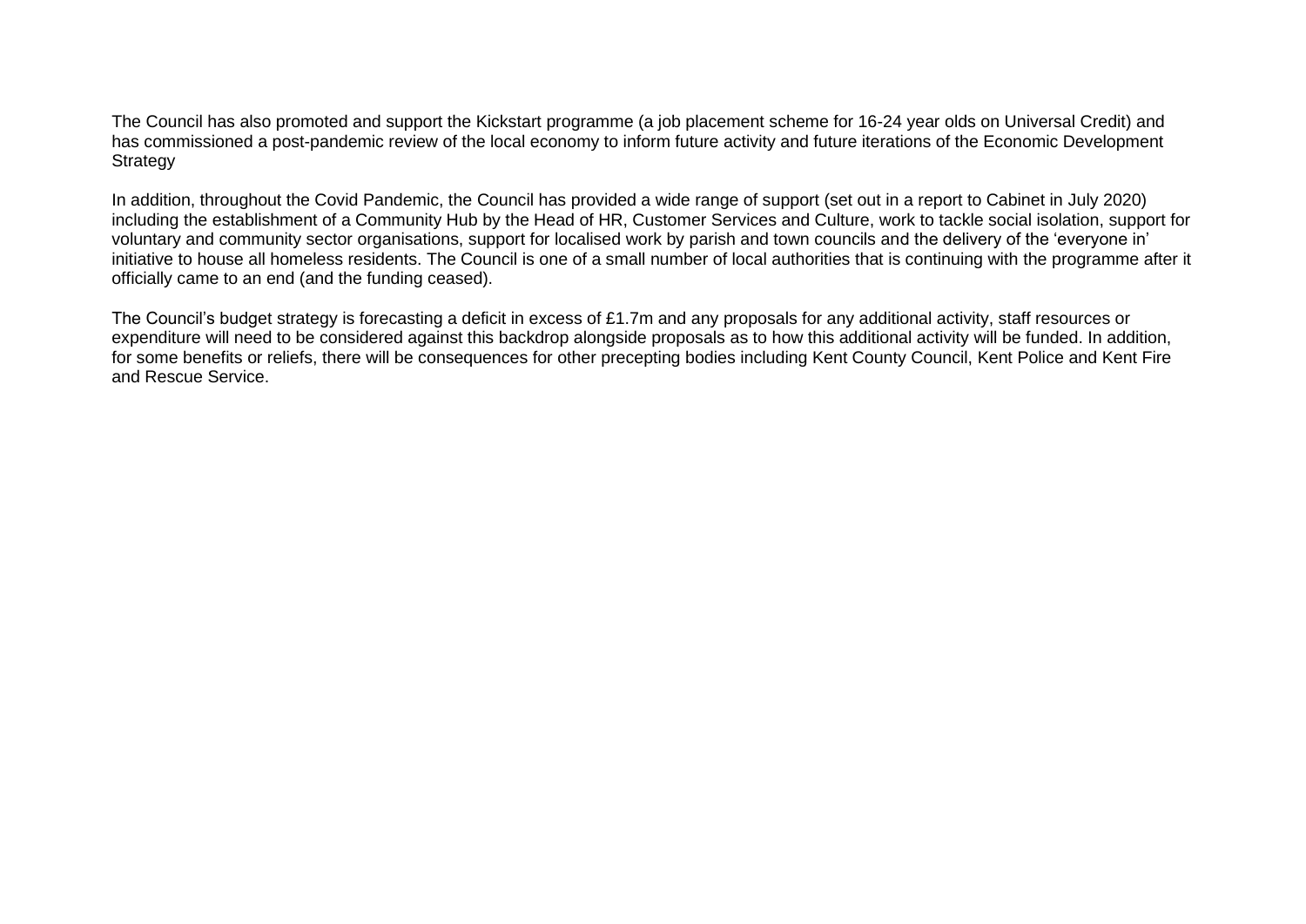The Council has also promoted and support the Kickstart programme (a job placement scheme for 16-24 year olds on Universal Credit) and has commissioned a post-pandemic review of the local economy to inform future activity and future iterations of the Economic Development Strategy

In addition, throughout the Covid Pandemic, the Council has provided a wide range of support (set out in a report to Cabinet in July 2020) including the establishment of a Community Hub by the Head of HR, Customer Services and Culture, work to tackle social isolation, support for voluntary and community sector organisations, support for localised work by parish and town councils and the delivery of the 'everyone in' initiative to house all homeless residents. The Council is one of a small number of local authorities that is continuing with the programme after it officially came to an end (and the funding ceased).

The Council's budget strategy is forecasting a deficit in excess of £1.7m and any proposals for any additional activity, staff resources or expenditure will need to be considered against this backdrop alongside proposals as to how this additional activity will be funded. In addition, for some benefits or reliefs, there will be consequences for other precepting bodies including Kent County Council, Kent Police and Kent Fire and Rescue Service.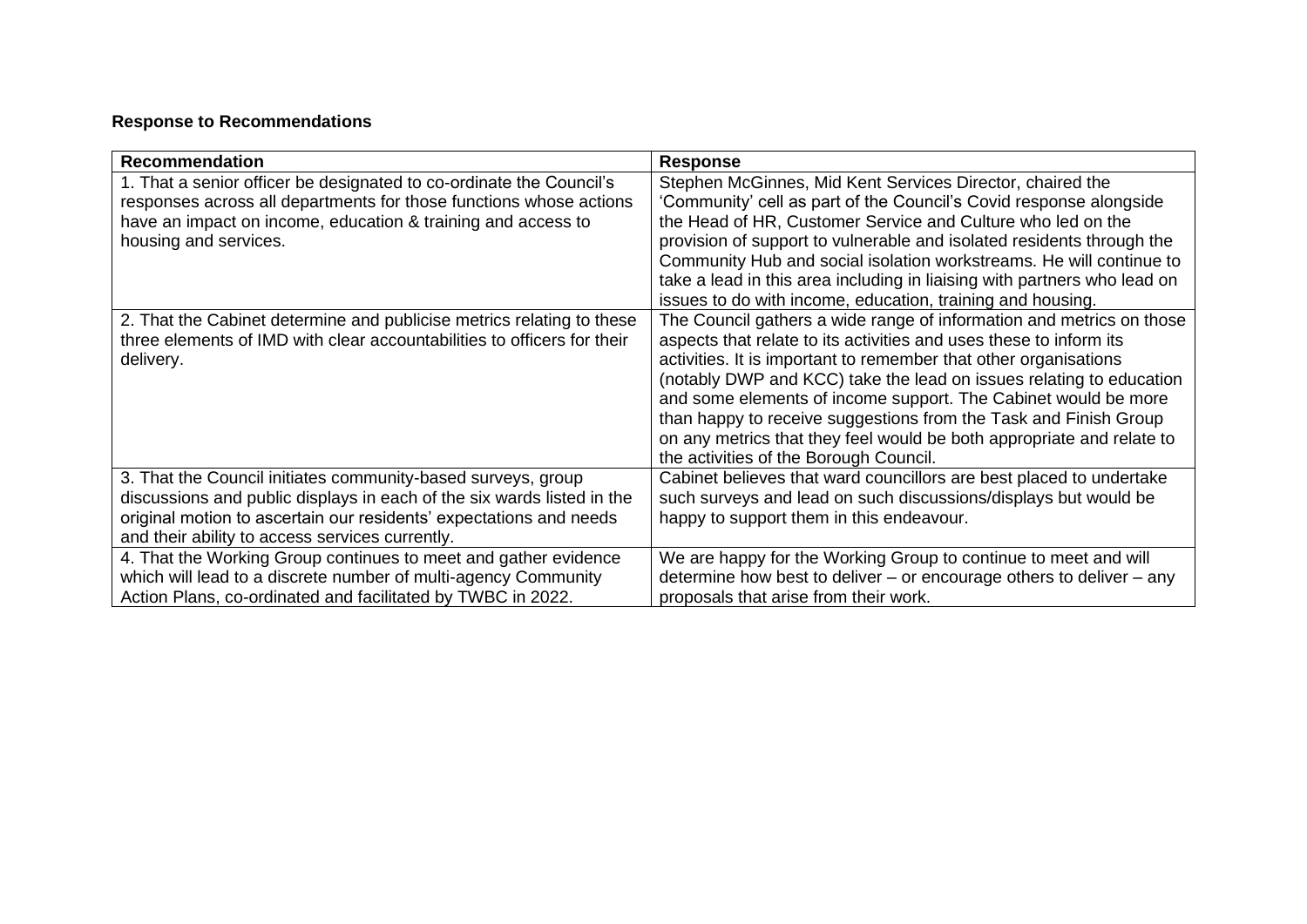**Response to Recommendations**

| Recommendation | Response |
|---|---|
| 1. That a senior officer be designated to co-ordinate the Council's responses across all departments for those functions whose actions have an impact on income, education & training and access to housing and services. | Stephen McGinnes, Mid Kent Services Director, chaired the 'Community' cell as part of the Council's Covid response alongside the Head of HR, Customer Service and Culture who led on the provision of support to vulnerable and isolated residents through the Community Hub and social isolation workstreams. He will continue to take a lead in this area including in liaising with partners who lead on issues to do with income, education, training and housing. |
| 2. That the Cabinet determine and publicise metrics relating to these three elements of IMD with clear accountabilities to officers for their delivery. | The Council gathers a wide range of information and metrics on those aspects that relate to its activities and uses these to inform its activities. It is important to remember that other organisations (notably DWP and KCC) take the lead on issues relating to education and some elements of income support. The Cabinet would be more than happy to receive suggestions from the Task and Finish Group on any metrics that they feel would be both appropriate and relate to the activities of the Borough Council. |
| 3. That the Council initiates community-based surveys, group discussions and public displays in each of the six wards listed in the original motion to ascertain our residents' expectations and needs and their ability to access services currently. | Cabinet believes that ward councillors are best placed to undertake such surveys and lead on such discussions/displays but would be happy to support them in this endeavour. |
| 4. That the Working Group continues to meet and gather evidence which will lead to a discrete number of multi-agency Community Action Plans, co-ordinated and facilitated by TWBC in 2022. | We are happy for the Working Group to continue to meet and will determine how best to deliver – or encourage others to deliver – any proposals that arise from their work. |